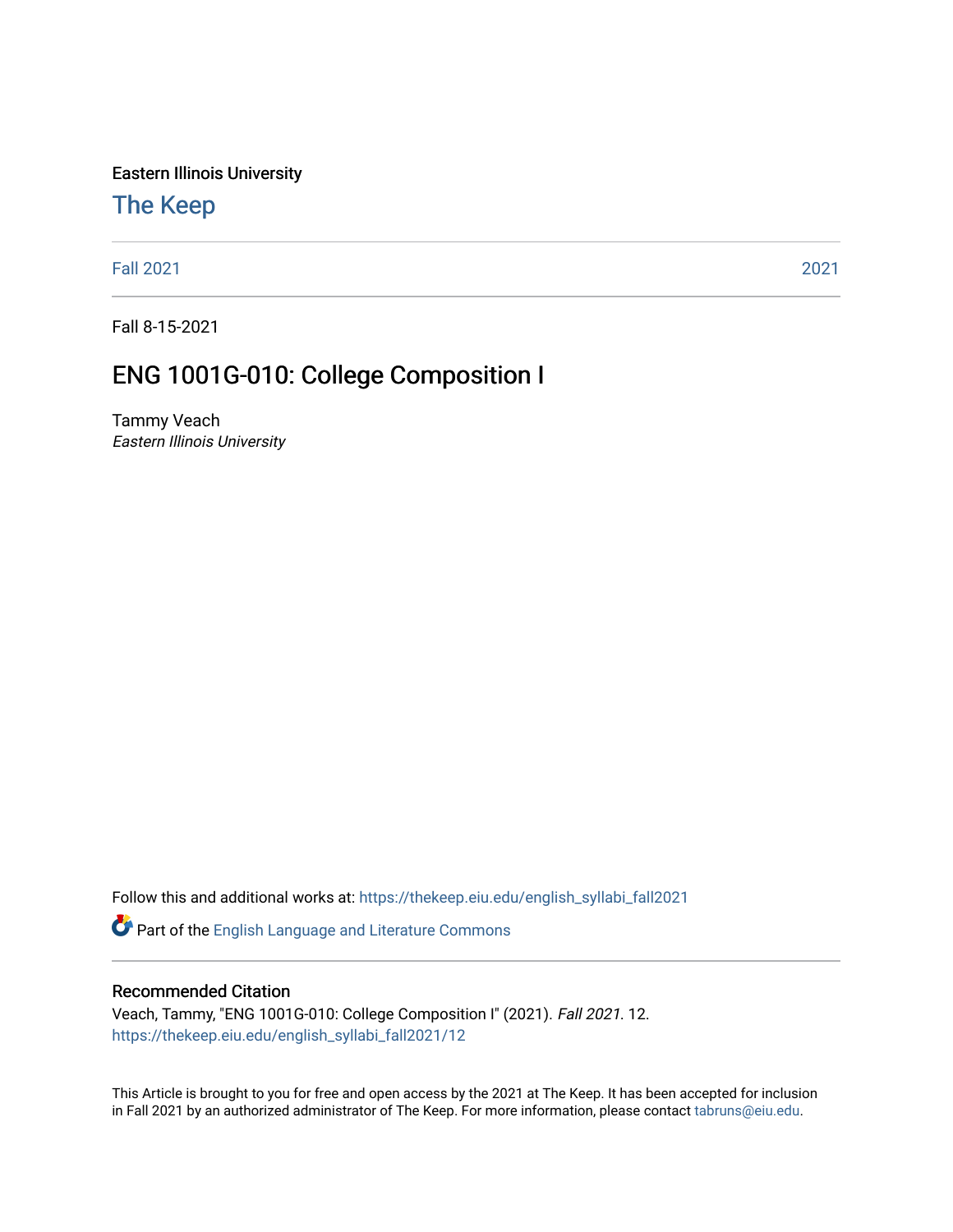Eastern Illinois University

## The Keep

Fall 2021 | 2021

Fall 8-15-2021

# ENG 1001G-010: College Composition I

Tammy Veach
*Eastern Illinois University*

Follow this and additional works at: https://thekeep.eiu.edu/english_syllabi_fall2021

Part of the English Language and Literature Commons

### Recommended Citation

Veach, Tammy, "ENG 1001G-010: College Composition I" (2021). *Fall 2021*. 12.
https://thekeep.eiu.edu/english_syllabi_fall2021/12

This Article is brought to you for free and open access by the 2021 at The Keep. It has been accepted for inclusion in Fall 2021 by an authorized administrator of The Keep. For more information, please contact tabruns@eiu.edu.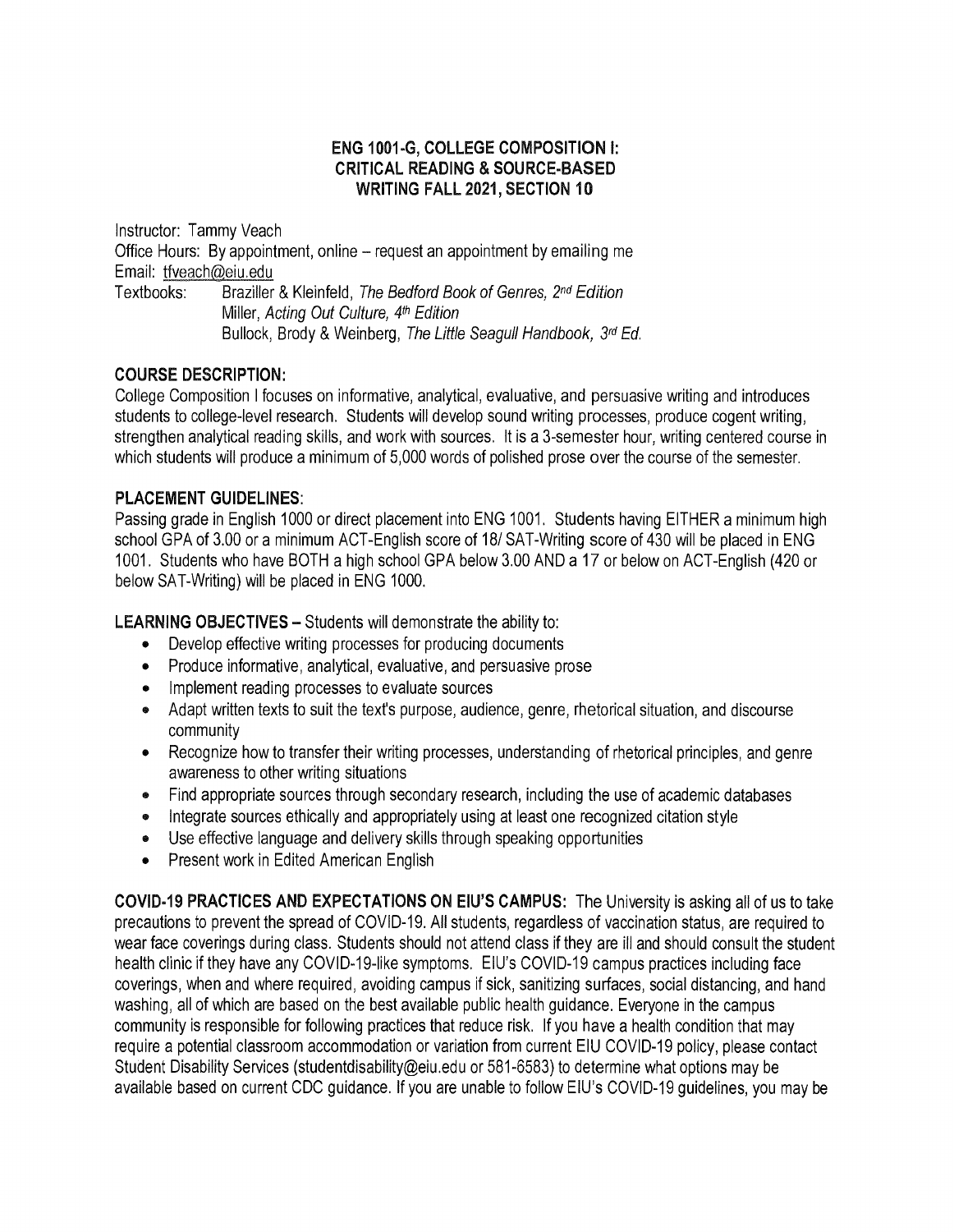**ENG 1001-G, COLLEGE COMPOSITION I: CRITICAL READING & SOURCE-BASED WRITING FALL 2021, SECTION 10**

Instructor: Tammy Veach
Office Hours: By appointment, online – request an appointment by emailing me
Email: tfveach@eiu.edu
Textbooks: Braziller & Kleinfeld, *The Bedford Book of Genres, 2nd Edition*
Miller, *Acting Out Culture, 4th Edition*
Bullock, Brody & Weinberg, *The Little Seagull Handbook, 3rd Ed.*

**COURSE DESCRIPTION:**
College Composition I focuses on informative, analytical, evaluative, and persuasive writing and introduces students to college-level research. Students will develop sound writing processes, produce cogent writing, strengthen analytical reading skills, and work with sources. It is a 3-semester hour, writing centered course in which students will produce a minimum of 5,000 words of polished prose over the course of the semester.

**PLACEMENT GUIDELINES:**
Passing grade in English 1000 or direct placement into ENG 1001. Students having EITHER a minimum high school GPA of 3.00 or a minimum ACT-English score of 18/ SAT-Writing score of 430 will be placed in ENG 1001. Students who have BOTH a high school GPA below 3.00 AND a 17 or below on ACT-English (420 or below SAT-Writing) will be placed in ENG 1000.

**LEARNING OBJECTIVES –** Students will demonstrate the ability to:

- Develop effective writing processes for producing documents
- Produce informative, analytical, evaluative, and persuasive prose
- Implement reading processes to evaluate sources
- Adapt written texts to suit the text's purpose, audience, genre, rhetorical situation, and discourse community
- Recognize how to transfer their writing processes, understanding of rhetorical principles, and genre awareness to other writing situations
- Find appropriate sources through secondary research, including the use of academic databases
- Integrate sources ethically and appropriately using at least one recognized citation style
- Use effective language and delivery skills through speaking opportunities
- Present work in Edited American English

**COVID-19 PRACTICES AND EXPECTATIONS ON EIU'S CAMPUS:** The University is asking all of us to take precautions to prevent the spread of COVID-19. All students, regardless of vaccination status, are required to wear face coverings during class. Students should not attend class if they are ill and should consult the student health clinic if they have any COVID-19-like symptoms. EIU's COVID-19 campus practices including face coverings, when and where required, avoiding campus if sick, sanitizing surfaces, social distancing, and hand washing, all of which are based on the best available public health guidance. Everyone in the campus community is responsible for following practices that reduce risk. If you have a health condition that may require a potential classroom accommodation or variation from current EIU COVID-19 policy, please contact Student Disability Services (studentdisability@eiu.edu or 581-6583) to determine what options may be available based on current CDC guidance. If you are unable to follow EIU's COVID-19 guidelines, you may be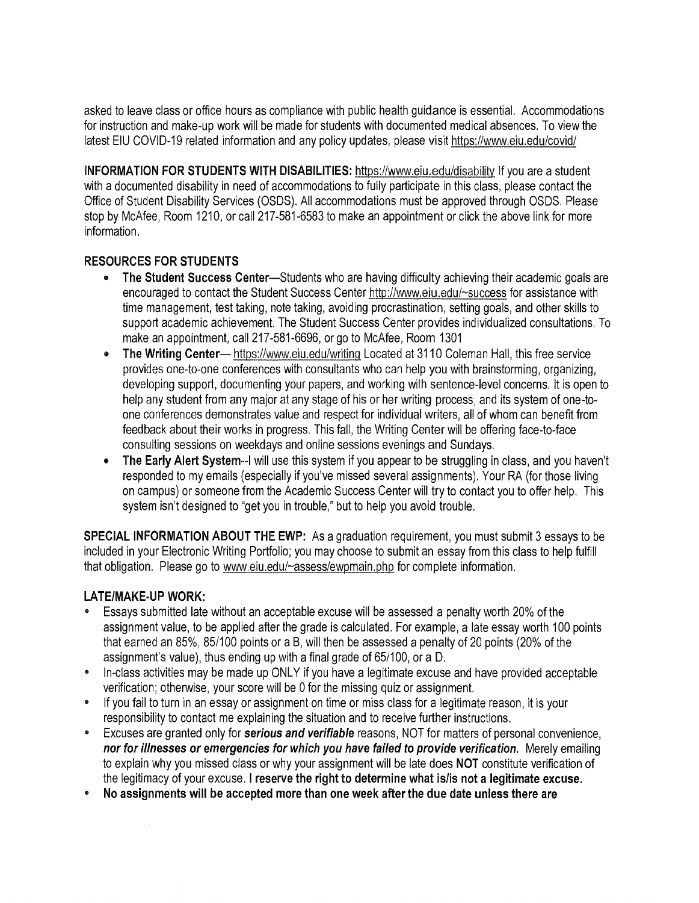asked to leave class or office hours as compliance with public health guidance is essential. Accommodations for instruction and make-up work will be made for students with documented medical absences. To view the latest EIU COVID-19 related information and any policy updates, please visit https://www.eiu.edu/covid/

**INFORMATION FOR STUDENTS WITH DISABILITIES:** https://www.eiu.edu/disability If you are a student with a documented disability in need of accommodations to fully participate in this class, please contact the Office of Student Disability Services (OSDS). All accommodations must be approved through OSDS. Please stop by McAfee, Room 1210, or call 217-581-6583 to make an appointment or click the above link for more information.

**RESOURCES FOR STUDENTS**

- **The Student Success Center**—Students who are having difficulty achieving their academic goals are encouraged to contact the Student Success Center http://www.eiu.edu/~success for assistance with time management, test taking, note taking, avoiding procrastination, setting goals, and other skills to support academic achievement. The Student Success Center provides individualized consultations. To make an appointment, call 217-581-6696, or go to McAfee, Room 1301
- **The Writing Center**— https://www.eiu.edu/writing Located at 3110 Coleman Hall, this free service provides one-to-one conferences with consultants who can help you with brainstorming, organizing, developing support, documenting your papers, and working with sentence-level concerns. It is open to help any student from any major at any stage of his or her writing process, and its system of one-to-one conferences demonstrates value and respect for individual writers, all of whom can benefit from feedback about their works in progress. This fall, the Writing Center will be offering face-to-face consulting sessions on weekdays and online sessions evenings and Sundays.
- **The Early Alert System**--I will use this system if you appear to be struggling in class, and you haven't responded to my emails (especially if you've missed several assignments). Your RA (for those living on campus) or someone from the Academic Success Center will try to contact you to offer help. This system isn't designed to "get you in trouble," but to help you avoid trouble.

**SPECIAL INFORMATION ABOUT THE EWP:** As a graduation requirement, you must submit 3 essays to be included in your Electronic Writing Portfolio; you may choose to submit an essay from this class to help fulfill that obligation. Please go to www.eiu.edu/~assess/ewpmain.php for complete information.

**LATE/MAKE-UP WORK:**

- Essays submitted late without an acceptable excuse will be assessed a penalty worth 20% of the assignment value, to be applied after the grade is calculated. For example, a late essay worth 100 points that earned an 85%, 85/100 points or a B, will then be assessed a penalty of 20 points (20% of the assignment's value), thus ending up with a final grade of 65/100, or a D.
- In-class activities may be made up ONLY if you have a legitimate excuse and have provided acceptable verification; otherwise, your score will be 0 for the missing quiz or assignment.
- If you fail to turn in an essay or assignment on time or miss class for a legitimate reason, it is your responsibility to contact me explaining the situation and to receive further instructions.
- Excuses are granted only for ***serious and verifiable*** reasons, NOT for matters of personal convenience, ***nor for illnesses or emergencies for which you have failed to provide verification.*** Merely emailing to explain why you missed class or why your assignment will be late does **NOT** constitute verification of the legitimacy of your excuse. **I reserve the right to determine what is/is not a legitimate excuse.**
- **No assignments will be accepted more than one week after the due date unless there are**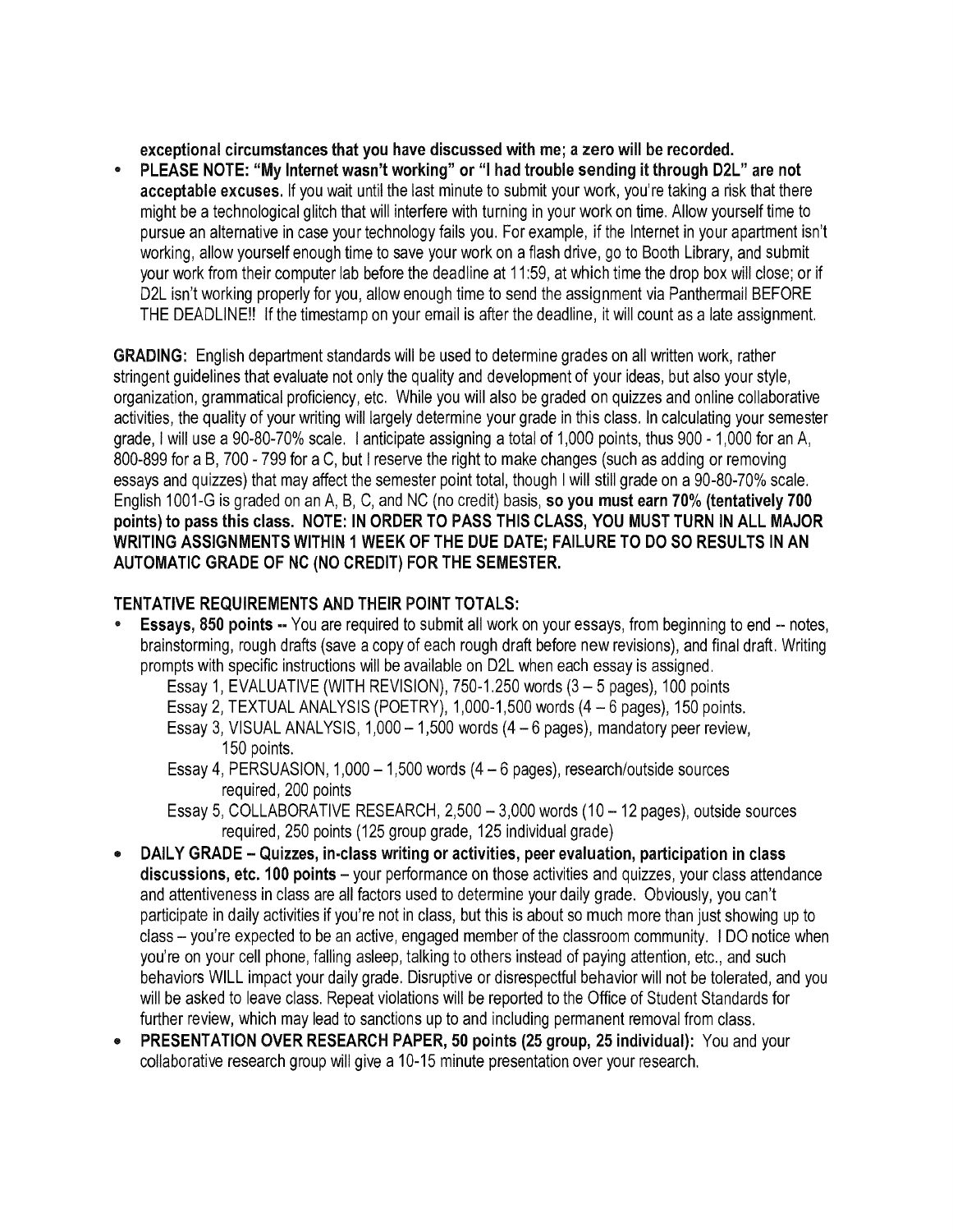**exceptional circumstances that you have discussed with me; a zero will be recorded.**

- **PLEASE NOTE: "My Internet wasn't working" or "I had trouble sending it through D2L" are not acceptable excuses.** If you wait until the last minute to submit your work, you're taking a risk that there might be a technological glitch that will interfere with turning in your work on time. Allow yourself time to pursue an alternative in case your technology fails you. For example, if the Internet in your apartment isn't working, allow yourself enough time to save your work on a flash drive, go to Booth Library, and submit your work from their computer lab before the deadline at 11:59, at which time the drop box will close; or if D2L isn't working properly for you, allow enough time to send the assignment via Panthermail BEFORE THE DEADLINE!! If the timestamp on your email is after the deadline, it will count as a late assignment.

**GRADING:** English department standards will be used to determine grades on all written work, rather stringent guidelines that evaluate not only the quality and development of your ideas, but also your style, organization, grammatical proficiency, etc. While you will also be graded on quizzes and online collaborative activities, the quality of your writing will largely determine your grade in this class. In calculating your semester grade, I will use a 90-80-70% scale. I anticipate assigning a total of 1,000 points, thus 900 - 1,000 for an A, 800-899 for a B, 700 - 799 for a C, but I reserve the right to make changes (such as adding or removing essays and quizzes) that may affect the semester point total, though I will still grade on a 90-80-70% scale. English 1001-G is graded on an A, B, C, and NC (no credit) basis, **so you must earn 70% (tentatively 700 points) to pass this class. NOTE: IN ORDER TO PASS THIS CLASS, YOU MUST TURN IN ALL MAJOR WRITING ASSIGNMENTS WITHIN 1 WEEK OF THE DUE DATE; FAILURE TO DO SO RESULTS IN AN AUTOMATIC GRADE OF NC (NO CREDIT) FOR THE SEMESTER.**

## TENTATIVE REQUIREMENTS AND THEIR POINT TOTALS:

- **Essays, 850 points --** You are required to submit all work on your essays, from beginning to end -- notes, brainstorming, rough drafts (save a copy of each rough draft before new revisions), and final draft. Writing prompts with specific instructions will be available on D2L when each essay is assigned.
  - Essay 1, EVALUATIVE (WITH REVISION), 750-1.250 words (3 – 5 pages), 100 points
  - Essay 2, TEXTUAL ANALYSIS (POETRY), 1,000-1,500 words (4 – 6 pages), 150 points.
  - Essay 3, VISUAL ANALYSIS, 1,000 – 1,500 words (4 – 6 pages), mandatory peer review, 150 points.
  - Essay 4, PERSUASION, 1,000 – 1,500 words (4 – 6 pages), research/outside sources required, 200 points
  - Essay 5, COLLABORATIVE RESEARCH, 2,500 – 3,000 words (10 – 12 pages), outside sources required, 250 points (125 group grade, 125 individual grade)
- **DAILY GRADE – Quizzes, in-class writing or activities, peer evaluation, participation in class discussions, etc. 100 points** – your performance on those activities and quizzes, your class attendance and attentiveness in class are all factors used to determine your daily grade. Obviously, you can't participate in daily activities if you're not in class, but this is about so much more than just showing up to class – you're expected to be an active, engaged member of the classroom community. I DO notice when you're on your cell phone, falling asleep, talking to others instead of paying attention, etc., and such behaviors WILL impact your daily grade. Disruptive or disrespectful behavior will not be tolerated, and you will be asked to leave class. Repeat violations will be reported to the Office of Student Standards for further review, which may lead to sanctions up to and including permanent removal from class.
- **PRESENTATION OVER RESEARCH PAPER, 50 points (25 group, 25 individual):** You and your collaborative research group will give a 10-15 minute presentation over your research.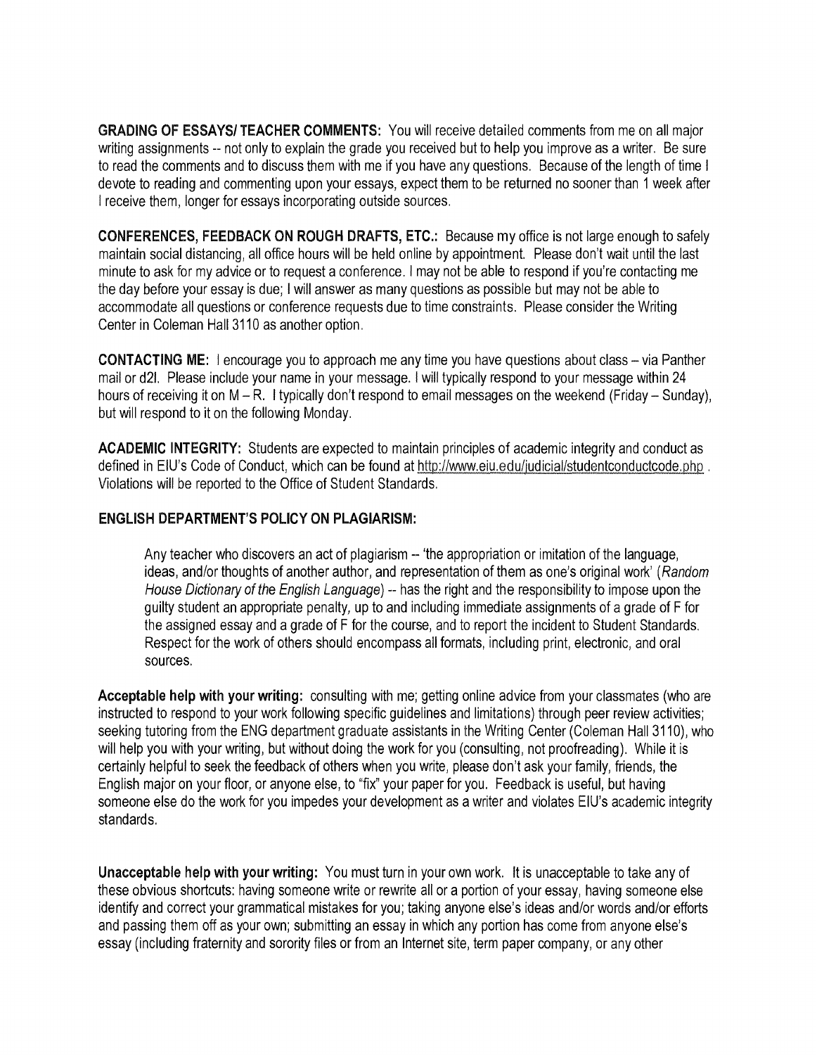**GRADING OF ESSAYS/ TEACHER COMMENTS:** You will receive detailed comments from me on all major writing assignments -- not only to explain the grade you received but to help you improve as a writer. Be sure to read the comments and to discuss them with me if you have any questions. Because of the length of time I devote to reading and commenting upon your essays, expect them to be returned no sooner than 1 week after I receive them, longer for essays incorporating outside sources.

**CONFERENCES, FEEDBACK ON ROUGH DRAFTS, ETC.:** Because my office is not large enough to safely maintain social distancing, all office hours will be held online by appointment. Please don't wait until the last minute to ask for my advice or to request a conference. I may not be able to respond if you're contacting me the day before your essay is due; I will answer as many questions as possible but may not be able to accommodate all questions or conference requests due to time constraints. Please consider the Writing Center in Coleman Hall 3110 as another option.

**CONTACTING ME:** I encourage you to approach me any time you have questions about class – via Panther mail or d2l. Please include your name in your message. I will typically respond to your message within 24 hours of receiving it on M – R. I typically don't respond to email messages on the weekend (Friday – Sunday), but will respond to it on the following Monday.

**ACADEMIC INTEGRITY:** Students are expected to maintain principles of academic integrity and conduct as defined in EIU's Code of Conduct, which can be found at http://www.eiu.edu/judicial/studentconductcode.php . Violations will be reported to the Office of Student Standards.

**ENGLISH DEPARTMENT'S POLICY ON PLAGIARISM:**

> Any teacher who discovers an act of plagiarism -- 'the appropriation or imitation of the language, ideas, and/or thoughts of another author, and representation of them as one's original work' (*Random House Dictionary of the English Language*) -- has the right and the responsibility to impose upon the guilty student an appropriate penalty, up to and including immediate assignments of a grade of F for the assigned essay and a grade of F for the course, and to report the incident to Student Standards. Respect for the work of others should encompass all formats, including print, electronic, and oral sources.

**Acceptable help with your writing:** consulting with me; getting online advice from your classmates (who are instructed to respond to your work following specific guidelines and limitations) through peer review activities; seeking tutoring from the ENG department graduate assistants in the Writing Center (Coleman Hall 3110), who will help you with your writing, but without doing the work for you (consulting, not proofreading). While it is certainly helpful to seek the feedback of others when you write, please don't ask your family, friends, the English major on your floor, or anyone else, to "fix" your paper for you. Feedback is useful, but having someone else do the work for you impedes your development as a writer and violates EIU's academic integrity standards.

**Unacceptable help with your writing:** You must turn in your own work. It is unacceptable to take any of these obvious shortcuts: having someone write or rewrite all or a portion of your essay, having someone else identify and correct your grammatical mistakes for you; taking anyone else's ideas and/or words and/or efforts and passing them off as your own; submitting an essay in which any portion has come from anyone else's essay (including fraternity and sorority files or from an Internet site, term paper company, or any other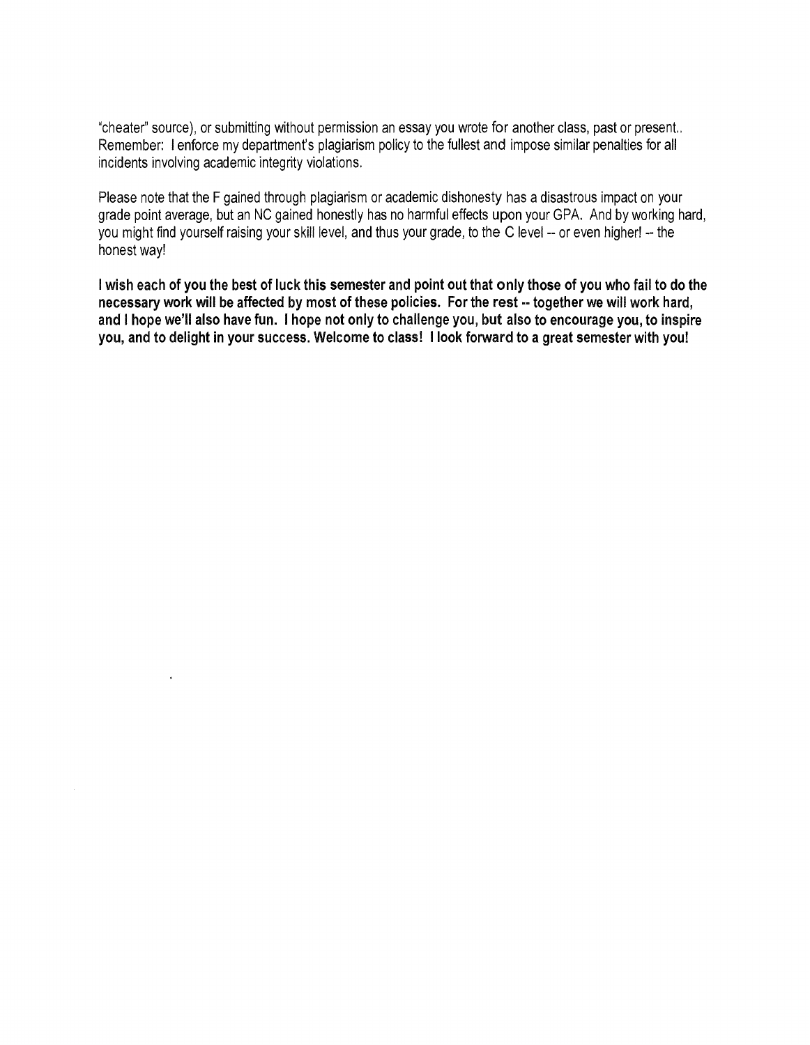"cheater" source), or submitting without permission an essay you wrote for another class, past or present.. Remember: I enforce my department's plagiarism policy to the fullest and impose similar penalties for all incidents involving academic integrity violations.

Please note that the F gained through plagiarism or academic dishonesty has a disastrous impact on your grade point average, but an NC gained honestly has no harmful effects upon your GPA. And by working hard, you might find yourself raising your skill level, and thus your grade, to the C level -- or even higher! -- the honest way!

**I wish each of you the best of luck this semester and point out that only those of you who fail to do the necessary work will be affected by most of these policies. For the rest -- together we will work hard, and I hope we'll also have fun. I hope not only to challenge you, but also to encourage you, to inspire you, and to delight in your success. Welcome to class! I look forward to a great semester with you!**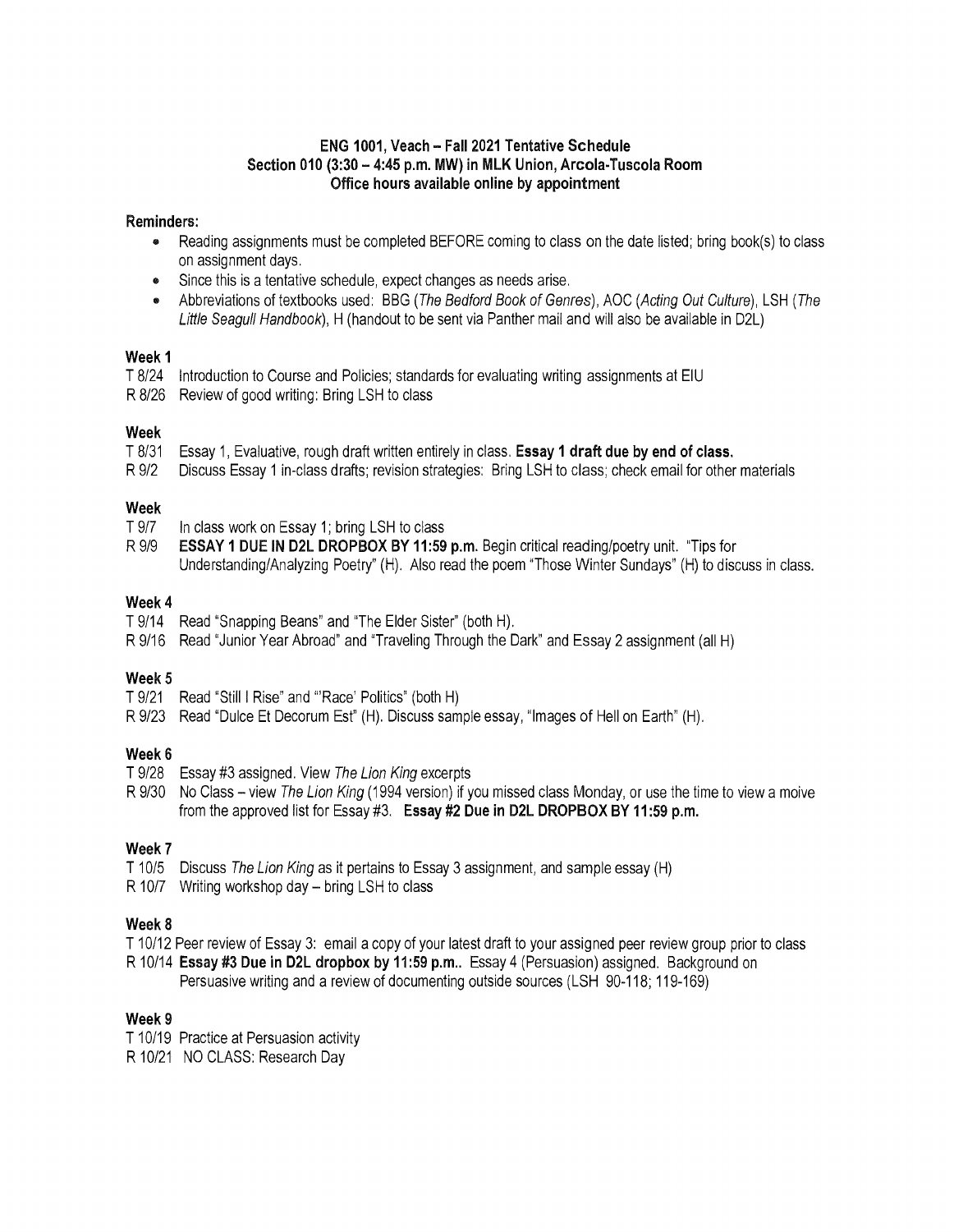**ENG 1001, Veach – Fall 2021 Tentative Schedule**
**Section 010 (3:30 – 4:45 p.m. MW) in MLK Union, Arcola-Tuscola Room**
**Office hours available online by appointment**

**Reminders:**

- Reading assignments must be completed BEFORE coming to class on the date listed; bring book(s) to class on assignment days.
- Since this is a tentative schedule, expect changes as needs arise.
- Abbreviations of textbooks used: BBG (*The Bedford Book of Genres*), AOC (*Acting Out Culture*), LSH (*The Little Seagull Handbook*), H (handout to be sent via Panther mail and will also be available in D2L)

**Week 1**

T 8/24 Introduction to Course and Policies; standards for evaluating writing assignments at EIU
R 8/26 Review of good writing: Bring LSH to class

**Week**

T 8/31 Essay 1, Evaluative, rough draft written entirely in class. **Essay 1 draft due by end of class.**
R 9/2 Discuss Essay 1 in-class drafts; revision strategies: Bring LSH to class; check email for other materials

**Week**

T 9/7 In class work on Essay 1; bring LSH to class
R 9/9 **ESSAY 1 DUE IN D2L DROPBOX BY 11:59 p.m.** Begin critical reading/poetry unit. "Tips for Understanding/Analyzing Poetry" (H). Also read the poem "Those Winter Sundays" (H) to discuss in class.

**Week 4**

T 9/14 Read "Snapping Beans" and "The Elder Sister" (both H).
R 9/16 Read "Junior Year Abroad" and "Traveling Through the Dark" and Essay 2 assignment (all H)

**Week 5**

T 9/21 Read "Still I Rise" and "'Race' Politics" (both H)
R 9/23 Read "Dulce Et Decorum Est" (H). Discuss sample essay, "Images of Hell on Earth" (H).

**Week 6**

T 9/28 Essay #3 assigned. View *The Lion King* excerpts
R 9/30 No Class – view *The Lion King* (1994 version) if you missed class Monday, or use the time to view a moive from the approved list for Essay #3. **Essay #2 Due in D2L DROPBOX BY 11:59 p.m.**

**Week 7**

T 10/5 Discuss *The Lion King* as it pertains to Essay 3 assignment, and sample essay (H)
R 10/7 Writing workshop day – bring LSH to class

**Week 8**

T 10/12 Peer review of Essay 3: email a copy of your latest draft to your assigned peer review group prior to class
R 10/14 **Essay #3 Due in D2L dropbox by 11:59 p.m..** Essay 4 (Persuasion) assigned. Background on Persuasive writing and a review of documenting outside sources (LSH 90-118; 119-169)

**Week 9**

T 10/19 Practice at Persuasion activity
R 10/21 NO CLASS: Research Day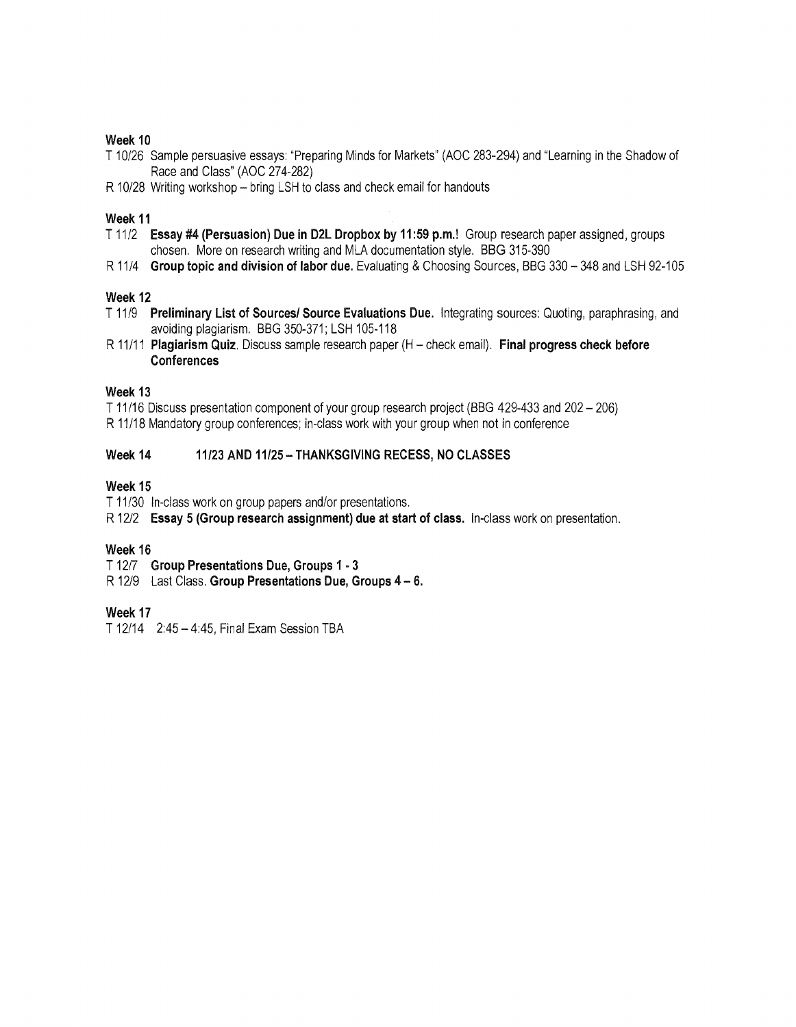**Week 10**

T 10/26 Sample persuasive essays: "Preparing Minds for Markets" (AOC 283-294) and "Learning in the Shadow of Race and Class" (AOC 274-282)

R 10/28 Writing workshop – bring LSH to class and check email for handouts

**Week 11**

T 11/2 **Essay #4 (Persuasion) Due in D2L Dropbox by 11:59 p.m.**! Group research paper assigned, groups chosen. More on research writing and MLA documentation style. BBG 315-390

R 11/4 **Group topic and division of labor due.** Evaluating & Choosing Sources, BBG 330 – 348 and LSH 92-105

**Week 12**

T 11/9 **Preliminary List of Sources/ Source Evaluations Due.** Integrating sources: Quoting, paraphrasing, and avoiding plagiarism. BBG 350-371; LSH 105-118

R 11/11 **Plagiarism Quiz**. Discuss sample research paper (H – check email). **Final progress check before Conferences**

**Week 13**

T 11/16 Discuss presentation component of your group research project (BBG 429-433 and 202 – 206)

R 11/18 Mandatory group conferences; in-class work with your group when not in conference

**Week 14 11/23 AND 11/25 – THANKSGIVING RECESS, NO CLASSES**

**Week 15**

T 11/30 In-class work on group papers and/or presentations.

R 12/2 **Essay 5 (Group research assignment) due at start of class.** In-class work on presentation.

**Week 16**

T 12/7 **Group Presentations Due, Groups 1 - 3**

R 12/9 Last Class. **Group Presentations Due, Groups 4 – 6.**

**Week 17**

T 12/14 2:45 – 4:45, Final Exam Session TBA